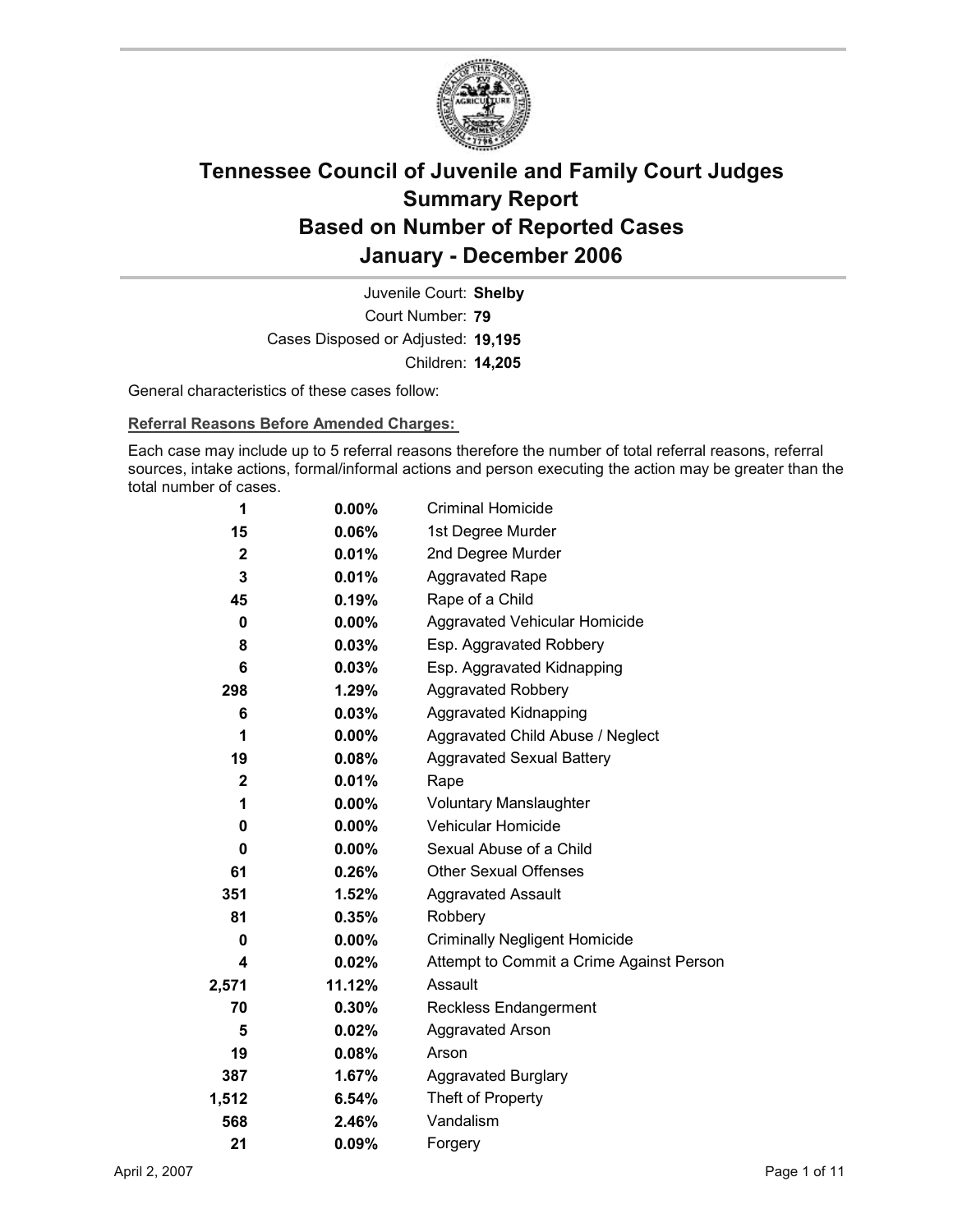# Tennessee Council of Juvenile and Family Court Judges
## Summary Report
## Based on Number of Reported Cases
## January - December 2006

Juvenile Court: **Shelby**
Court Number: **79**
Cases Disposed or Adjusted: **19,195**
Children: **14,205**

General characteristics of these cases follow:

**Referral Reasons Before Amended Charges:**

Each case may include up to 5 referral reasons therefore the number of total referral reasons, referral sources, intake actions, formal/informal actions and person executing the action may be greater than the total number of cases.

| Count | Percent | Referral Reason |
|---|---|---|
| 1 | 0.00% | Criminal Homicide |
| 15 | 0.06% | 1st Degree Murder |
| 2 | 0.01% | 2nd Degree Murder |
| 3 | 0.01% | Aggravated Rape |
| 45 | 0.19% | Rape of a Child |
| 0 | 0.00% | Aggravated Vehicular Homicide |
| 8 | 0.03% | Esp. Aggravated Robbery |
| 6 | 0.03% | Esp. Aggravated Kidnapping |
| 298 | 1.29% | Aggravated Robbery |
| 6 | 0.03% | Aggravated Kidnapping |
| 1 | 0.00% | Aggravated Child Abuse / Neglect |
| 19 | 0.08% | Aggravated Sexual Battery |
| 2 | 0.01% | Rape |
| 1 | 0.00% | Voluntary Manslaughter |
| 0 | 0.00% | Vehicular Homicide |
| 0 | 0.00% | Sexual Abuse of a Child |
| 61 | 0.26% | Other Sexual Offenses |
| 351 | 1.52% | Aggravated Assault |
| 81 | 0.35% | Robbery |
| 0 | 0.00% | Criminally Negligent Homicide |
| 4 | 0.02% | Attempt to Commit a Crime Against Person |
| 2,571 | 11.12% | Assault |
| 70 | 0.30% | Reckless Endangerment |
| 5 | 0.02% | Aggravated Arson |
| 19 | 0.08% | Arson |
| 387 | 1.67% | Aggravated Burglary |
| 1,512 | 6.54% | Theft of Property |
| 568 | 2.46% | Vandalism |
| 21 | 0.09% | Forgery |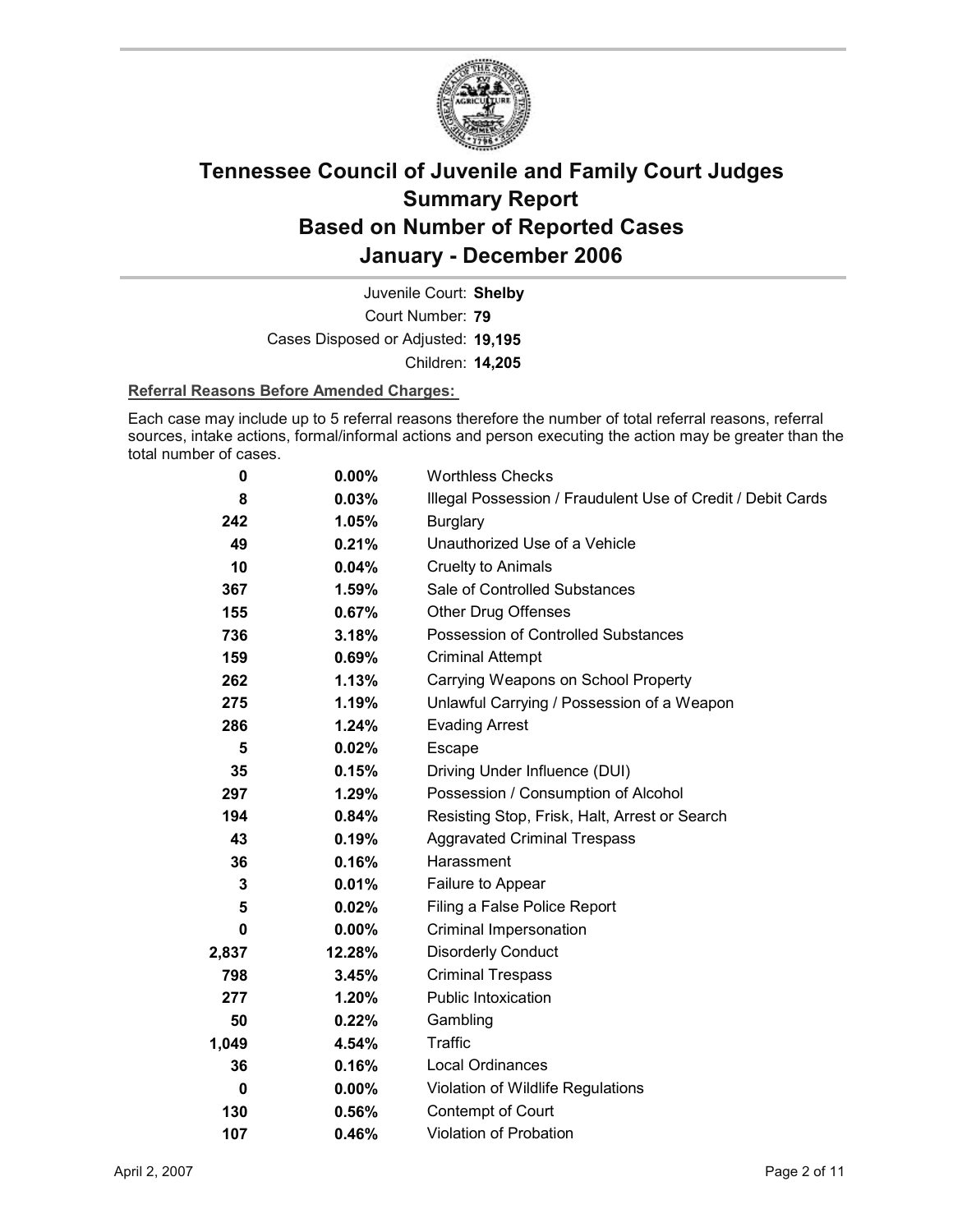# Tennessee Council of Juvenile and Family Court Judges
# Summary Report
# Based on Number of Reported Cases
# January - December 2006

Juvenile Court: **Shelby**
Court Number: **79**
Cases Disposed or Adjusted: **19,195**
Children: **14,205**

**Referral Reasons Before Amended Charges:**

Each case may include up to 5 referral reasons therefore the number of total referral reasons, referral sources, intake actions, formal/informal actions and person executing the action may be greater than the total number of cases.

| Count | Percent | Referral Reason |
|---|---|---|
| 0 | 0.00% | Worthless Checks |
| 8 | 0.03% | Illegal Possession / Fraudulent Use of Credit / Debit Cards |
| 242 | 1.05% | Burglary |
| 49 | 0.21% | Unauthorized Use of a Vehicle |
| 10 | 0.04% | Cruelty to Animals |
| 367 | 1.59% | Sale of Controlled Substances |
| 155 | 0.67% | Other Drug Offenses |
| 736 | 3.18% | Possession of Controlled Substances |
| 159 | 0.69% | Criminal Attempt |
| 262 | 1.13% | Carrying Weapons on School Property |
| 275 | 1.19% | Unlawful Carrying / Possession of a Weapon |
| 286 | 1.24% | Evading Arrest |
| 5 | 0.02% | Escape |
| 35 | 0.15% | Driving Under Influence (DUI) |
| 297 | 1.29% | Possession / Consumption of Alcohol |
| 194 | 0.84% | Resisting Stop, Frisk, Halt, Arrest or Search |
| 43 | 0.19% | Aggravated Criminal Trespass |
| 36 | 0.16% | Harassment |
| 3 | 0.01% | Failure to Appear |
| 5 | 0.02% | Filing a False Police Report |
| 0 | 0.00% | Criminal Impersonation |
| 2,837 | 12.28% | Disorderly Conduct |
| 798 | 3.45% | Criminal Trespass |
| 277 | 1.20% | Public Intoxication |
| 50 | 0.22% | Gambling |
| 1,049 | 4.54% | Traffic |
| 36 | 0.16% | Local Ordinances |
| 0 | 0.00% | Violation of Wildlife Regulations |
| 130 | 0.56% | Contempt of Court |
| 107 | 0.46% | Violation of Probation |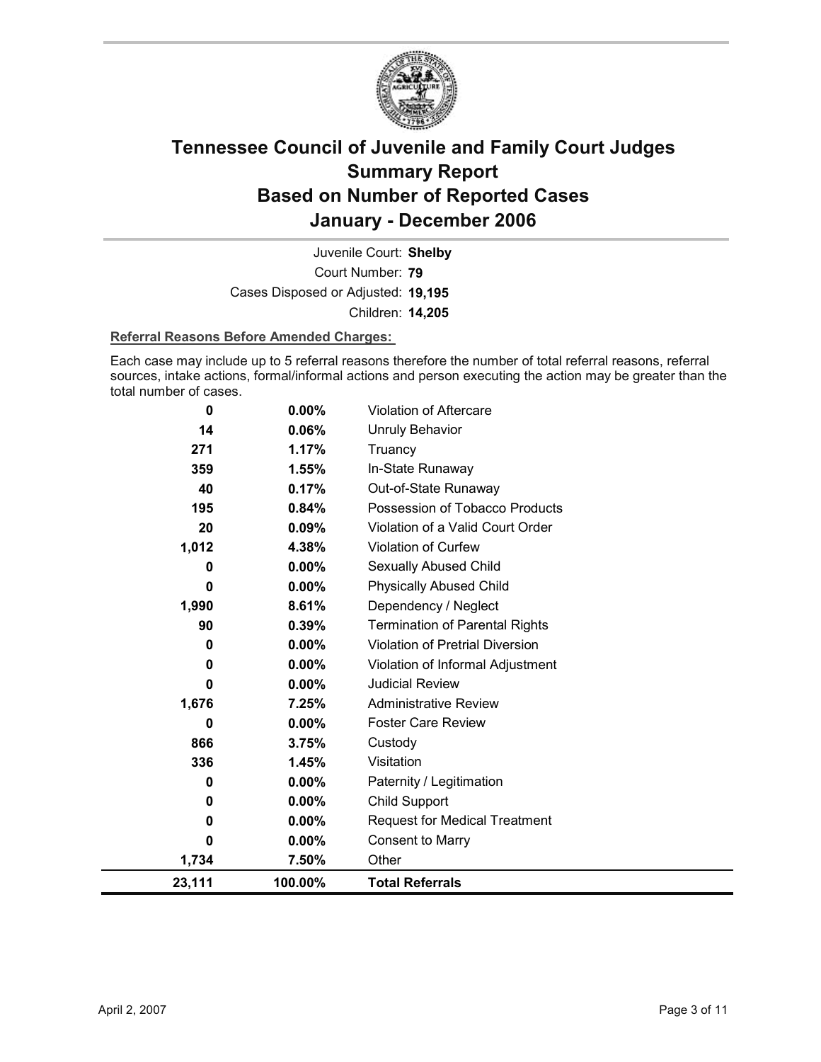# Tennessee Council of Juvenile and Family Court Judges
# Summary Report
# Based on Number of Reported Cases
# January - December 2006

Juvenile Court: **Shelby**

Court Number: **79**

Cases Disposed or Adjusted: **19,195**

Children: **14,205**

**Referral Reasons Before Amended Charges:**

Each case may include up to 5 referral reasons therefore the number of total referral reasons, referral sources, intake actions, formal/informal actions and person executing the action may be greater than the total number of cases.

| Count | Percent | Referral Reason |
|---|---|---|
| 0 | 0.00% | Violation of Aftercare |
| 14 | 0.06% | Unruly Behavior |
| 271 | 1.17% | Truancy |
| 359 | 1.55% | In-State Runaway |
| 40 | 0.17% | Out-of-State Runaway |
| 195 | 0.84% | Possession of Tobacco Products |
| 20 | 0.09% | Violation of a Valid Court Order |
| 1,012 | 4.38% | Violation of Curfew |
| 0 | 0.00% | Sexually Abused Child |
| 0 | 0.00% | Physically Abused Child |
| 1,990 | 8.61% | Dependency / Neglect |
| 90 | 0.39% | Termination of Parental Rights |
| 0 | 0.00% | Violation of Pretrial Diversion |
| 0 | 0.00% | Violation of Informal Adjustment |
| 0 | 0.00% | Judicial Review |
| 1,676 | 7.25% | Administrative Review |
| 0 | 0.00% | Foster Care Review |
| 866 | 3.75% | Custody |
| 336 | 1.45% | Visitation |
| 0 | 0.00% | Paternity / Legitimation |
| 0 | 0.00% | Child Support |
| 0 | 0.00% | Request for Medical Treatment |
| 0 | 0.00% | Consent to Marry |
| 1,734 | 7.50% | Other |
| **23,111** | **100.00%** | **Total Referrals** |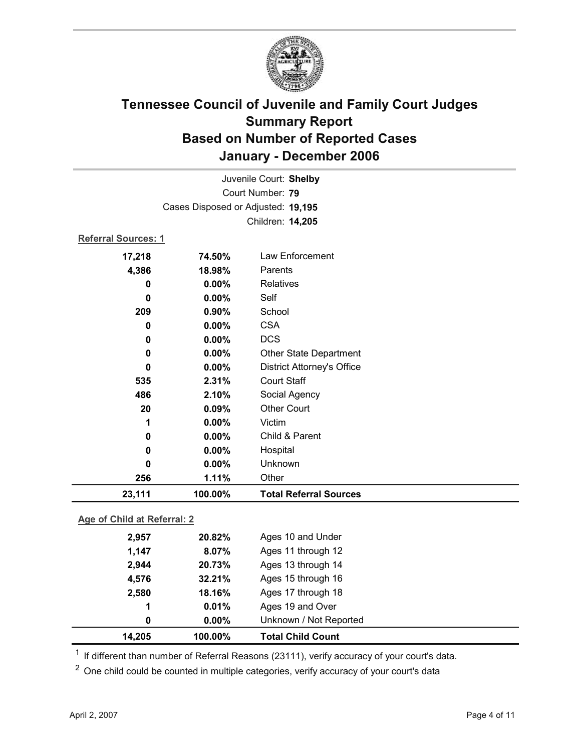# Tennessee Council of Juvenile and Family Court Judges
## Summary Report
## Based on Number of Reported Cases
## January - December 2006

Juvenile Court: **Shelby**
Court Number: **79**
Cases Disposed or Adjusted: **19,195**
Children: **14,205**

**Referral Sources: 1**

| Count | Percent | Source |
|---|---|---|
| 17,218 | 74.50% | Law Enforcement |
| 4,386 | 18.98% | Parents |
| 0 | 0.00% | Relatives |
| 0 | 0.00% | Self |
| 209 | 0.90% | School |
| 0 | 0.00% | CSA |
| 0 | 0.00% | DCS |
| 0 | 0.00% | Other State Department |
| 0 | 0.00% | District Attorney's Office |
| 535 | 2.31% | Court Staff |
| 486 | 2.10% | Social Agency |
| 20 | 0.09% | Other Court |
| 1 | 0.00% | Victim |
| 0 | 0.00% | Child & Parent |
| 0 | 0.00% | Hospital |
| 0 | 0.00% | Unknown |
| 256 | 1.11% | Other |
| **23,111** | **100.00%** | **Total Referral Sources** |

**Age of Child at Referral: 2**

| Count | Percent | Age |
|---|---|---|
| 2,957 | 20.82% | Ages 10 and Under |
| 1,147 | 8.07% | Ages 11 through 12 |
| 2,944 | 20.73% | Ages 13 through 14 |
| 4,576 | 32.21% | Ages 15 through 16 |
| 2,580 | 18.16% | Ages 17 through 18 |
| 1 | 0.01% | Ages 19 and Over |
| 0 | 0.00% | Unknown / Not Reported |
| **14,205** | **100.00%** | **Total Child Count** |

[1] If different than number of Referral Reasons (23111), verify accuracy of your court's data.

[2] One child could be counted in multiple categories, verify accuracy of your court's data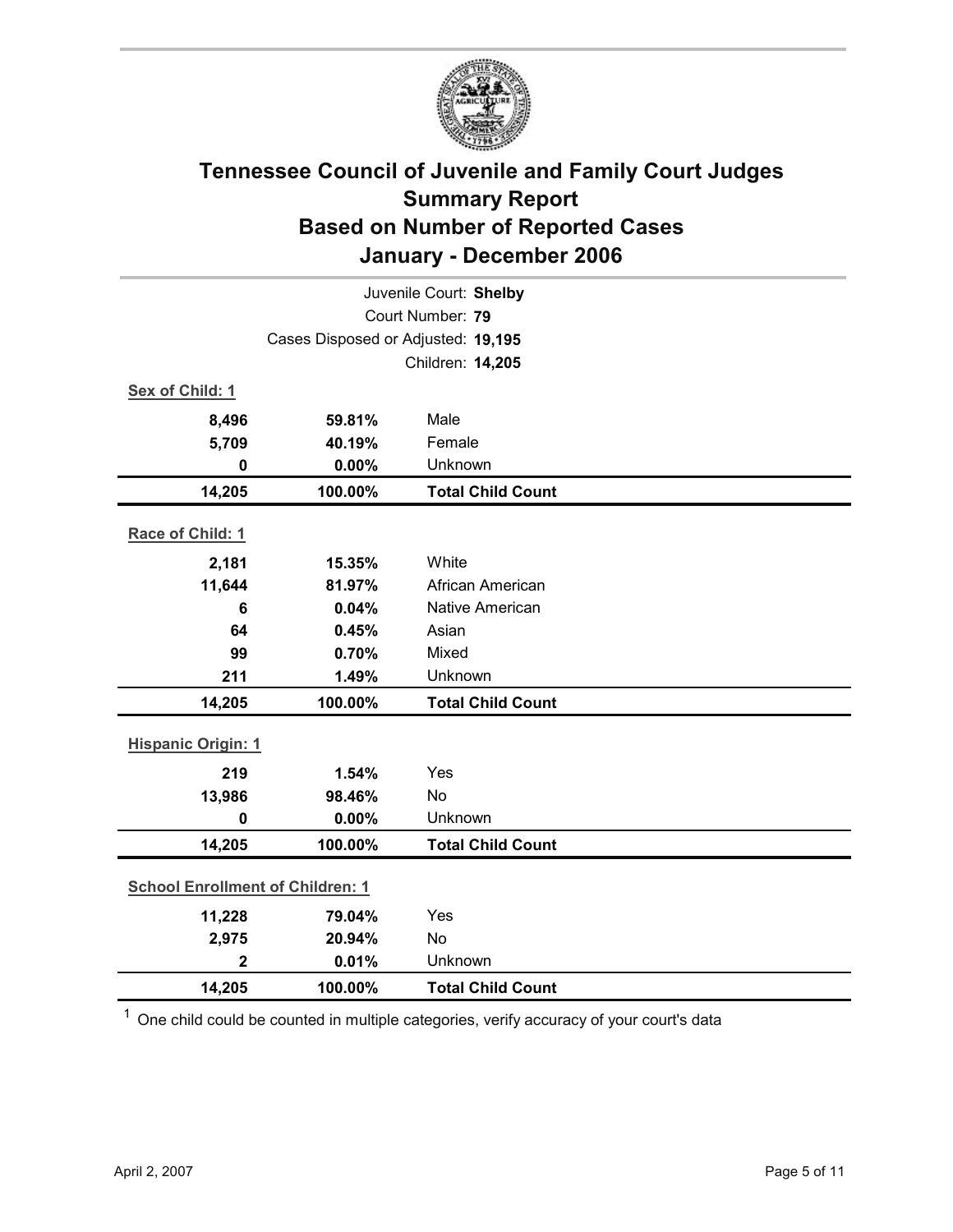# Tennessee Council of Juvenile and Family Court Judges
## Summary Report
## Based on Number of Reported Cases
## January - December 2006

Juvenile Court: **Shelby**
Court Number: **79**
Cases Disposed or Adjusted: **19,195**
Children: **14,205**

### Sex of Child: 1

| Count | Percent | Category |
|---|---|---|
| 8,496 | 59.81% | Male |
| 5,709 | 40.19% | Female |
| 0 | 0.00% | Unknown |
| **14,205** | **100.00%** | **Total Child Count** |

### Race of Child: 1

| Count | Percent | Category |
|---|---|---|
| 2,181 | 15.35% | White |
| 11,644 | 81.97% | African American |
| 6 | 0.04% | Native American |
| 64 | 0.45% | Asian |
| 99 | 0.70% | Mixed |
| 211 | 1.49% | Unknown |
| **14,205** | **100.00%** | **Total Child Count** |

### Hispanic Origin: 1

| Count | Percent | Category |
|---|---|---|
| 219 | 1.54% | Yes |
| 13,986 | 98.46% | No |
| 0 | 0.00% | Unknown |
| **14,205** | **100.00%** | **Total Child Count** |

### School Enrollment of Children: 1

| Count | Percent | Category |
|---|---|---|
| 11,228 | 79.04% | Yes |
| 2,975 | 20.94% | No |
| 2 | 0.01% | Unknown |
| **14,205** | **100.00%** | **Total Child Count** |

[1] One child could be counted in multiple categories, verify accuracy of your court's data

April 2, 2007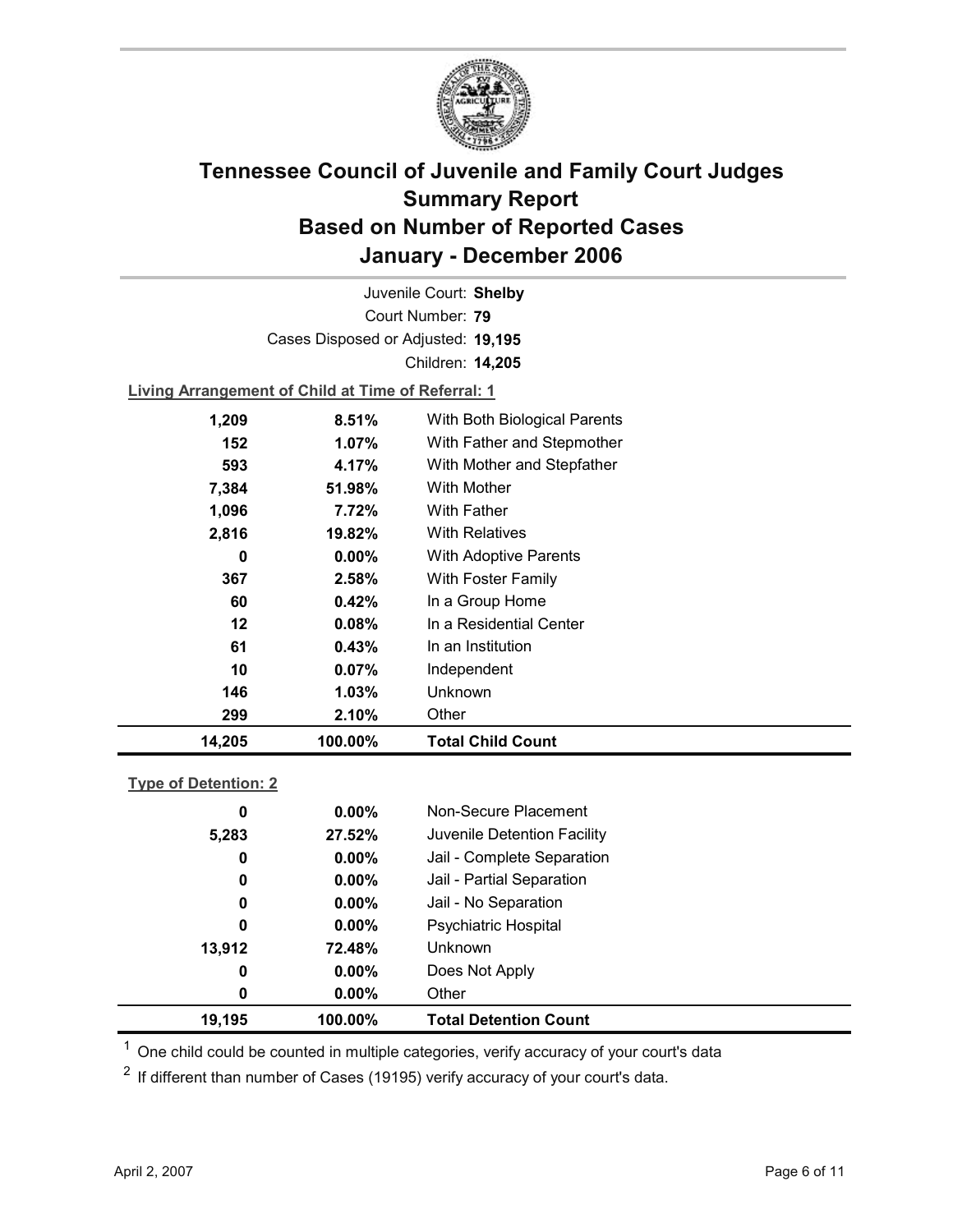# Tennessee Council of Juvenile and Family Court Judges
# Summary Report
# Based on Number of Reported Cases
# January - December 2006

Juvenile Court: **Shelby**
Court Number: **79**
Cases Disposed or Adjusted: **19,195**
Children: **14,205**

**Living Arrangement of Child at Time of Referral: 1**

| | | |
|---|---|---|
| 1,209 | 8.51% | With Both Biological Parents |
| 152 | 1.07% | With Father and Stepmother |
| 593 | 4.17% | With Mother and Stepfather |
| 7,384 | 51.98% | With Mother |
| 1,096 | 7.72% | With Father |
| 2,816 | 19.82% | With Relatives |
| 0 | 0.00% | With Adoptive Parents |
| 367 | 2.58% | With Foster Family |
| 60 | 0.42% | In a Group Home |
| 12 | 0.08% | In a Residential Center |
| 61 | 0.43% | In an Institution |
| 10 | 0.07% | Independent |
| 146 | 1.03% | Unknown |
| 299 | 2.10% | Other |
| **14,205** | **100.00%** | **Total Child Count** |

**Type of Detention: 2**

| | | |
|---|---|---|
| 0 | 0.00% | Non-Secure Placement |
| 5,283 | 27.52% | Juvenile Detention Facility |
| 0 | 0.00% | Jail - Complete Separation |
| 0 | 0.00% | Jail - Partial Separation |
| 0 | 0.00% | Jail - No Separation |
| 0 | 0.00% | Psychiatric Hospital |
| 13,912 | 72.48% | Unknown |
| 0 | 0.00% | Does Not Apply |
| 0 | 0.00% | Other |
| **19,195** | **100.00%** | **Total Detention Count** |

[1] One child could be counted in multiple categories, verify accuracy of your court's data

[2] If different than number of Cases (19195) verify accuracy of your court's data.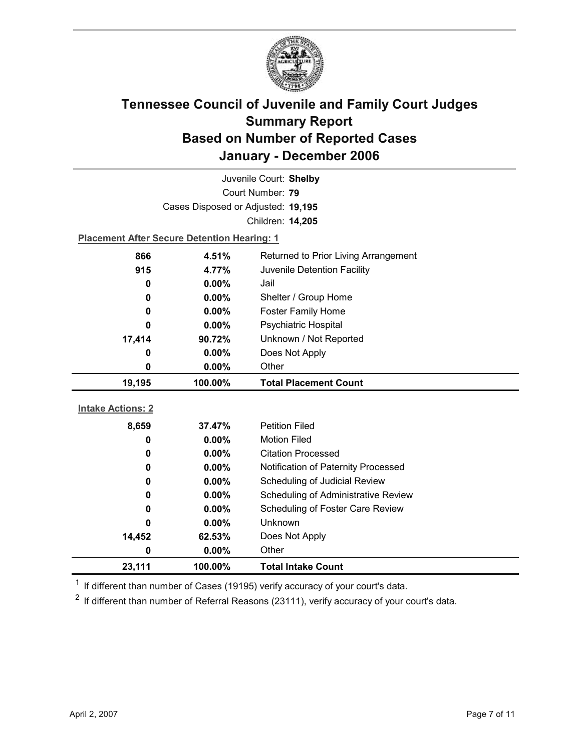# Tennessee Council of Juvenile and Family Court Judges
## Summary Report
## Based on Number of Reported Cases
## January - December 2006

Juvenile Court: **Shelby**
Court Number: **79**
Cases Disposed or Adjusted: **19,195**
Children: **14,205**

**Placement After Secure Detention Hearing: 1**

| Count | Percent | Placement |
|---|---|---|
| 866 | 4.51% | Returned to Prior Living Arrangement |
| 915 | 4.77% | Juvenile Detention Facility |
| 0 | 0.00% | Jail |
| 0 | 0.00% | Shelter / Group Home |
| 0 | 0.00% | Foster Family Home |
| 0 | 0.00% | Psychiatric Hospital |
| 17,414 | 90.72% | Unknown / Not Reported |
| 0 | 0.00% | Does Not Apply |
| 0 | 0.00% | Other |
| **19,195** | **100.00%** | **Total Placement Count** |

**Intake Actions: 2**

| Count | Percent | Intake Action |
|---|---|---|
| 8,659 | 37.47% | Petition Filed |
| 0 | 0.00% | Motion Filed |
| 0 | 0.00% | Citation Processed |
| 0 | 0.00% | Notification of Paternity Processed |
| 0 | 0.00% | Scheduling of Judicial Review |
| 0 | 0.00% | Scheduling of Administrative Review |
| 0 | 0.00% | Scheduling of Foster Care Review |
| 0 | 0.00% | Unknown |
| 14,452 | 62.53% | Does Not Apply |
| 0 | 0.00% | Other |
| **23,111** | **100.00%** | **Total Intake Count** |

[1] If different than number of Cases (19195) verify accuracy of your court's data.

[2] If different than number of Referral Reasons (23111), verify accuracy of your court's data.

April 2, 2007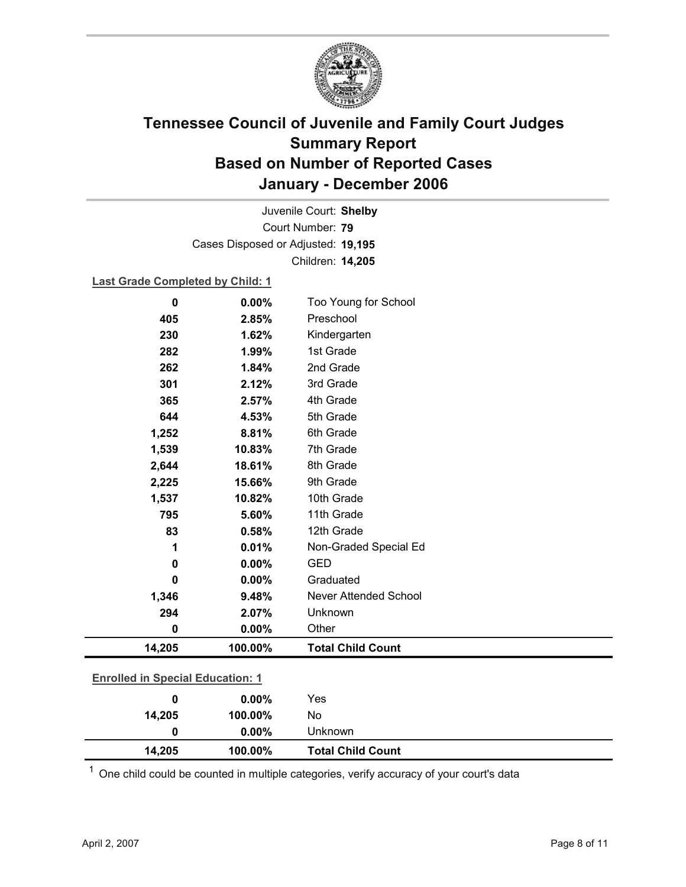# Tennessee Council of Juvenile and Family Court Judges
# Summary Report
# Based on Number of Reported Cases
# January - December 2006

Juvenile Court: **Shelby**
Court Number: **79**
Cases Disposed or Adjusted: **19,195**
Children: **14,205**

**Last Grade Completed by Child: 1**

| Count | Percent | Category |
|---|---|---|
| 0 | 0.00% | Too Young for School |
| 405 | 2.85% | Preschool |
| 230 | 1.62% | Kindergarten |
| 282 | 1.99% | 1st Grade |
| 262 | 1.84% | 2nd Grade |
| 301 | 2.12% | 3rd Grade |
| 365 | 2.57% | 4th Grade |
| 644 | 4.53% | 5th Grade |
| 1,252 | 8.81% | 6th Grade |
| 1,539 | 10.83% | 7th Grade |
| 2,644 | 18.61% | 8th Grade |
| 2,225 | 15.66% | 9th Grade |
| 1,537 | 10.82% | 10th Grade |
| 795 | 5.60% | 11th Grade |
| 83 | 0.58% | 12th Grade |
| 1 | 0.01% | Non-Graded Special Ed |
| 0 | 0.00% | GED |
| 0 | 0.00% | Graduated |
| 1,346 | 9.48% | Never Attended School |
| 294 | 2.07% | Unknown |
| 0 | 0.00% | Other |
| **14,205** | **100.00%** | **Total Child Count** |

**Enrolled in Special Education: 1**

| Count | Percent | Category |
|---|---|---|
| 0 | 0.00% | Yes |
| 14,205 | 100.00% | No |
| 0 | 0.00% | Unknown |
| **14,205** | **100.00%** | **Total Child Count** |

[1] One child could be counted in multiple categories, verify accuracy of your court's data

April 2, 2007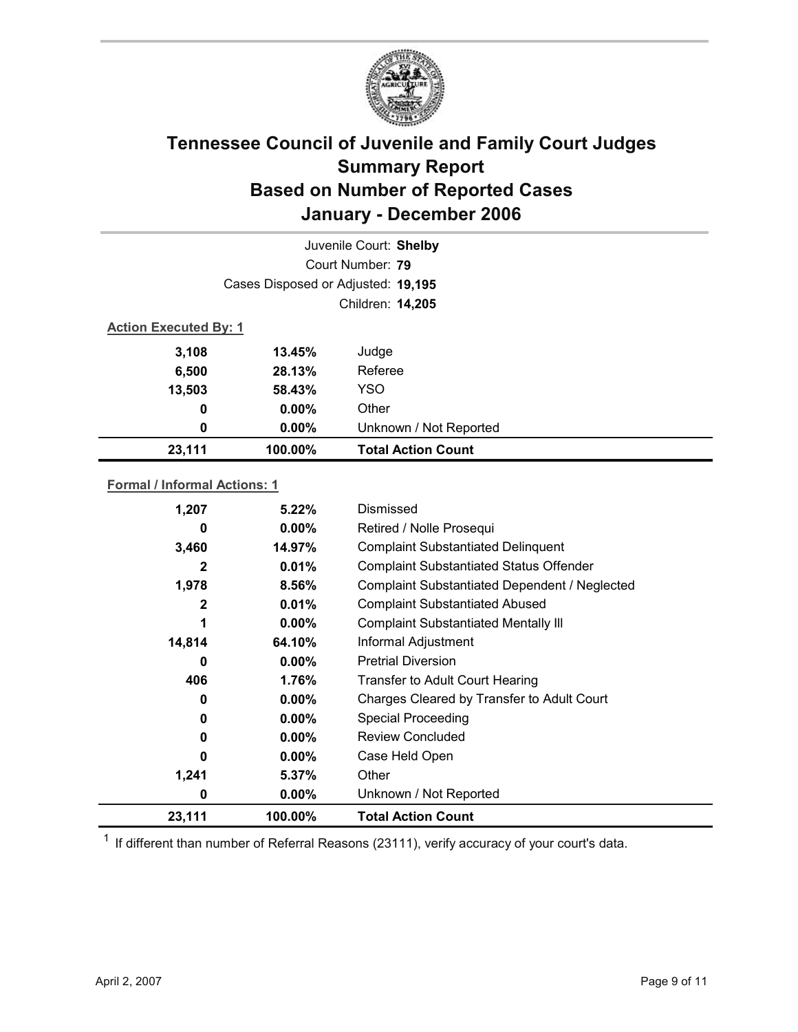# Tennessee Council of Juvenile and Family Court Judges
## Summary Report
## Based on Number of Reported Cases
## January - December 2006

Juvenile Court: **Shelby**
Court Number: **79**
Cases Disposed or Adjusted: **19,195**
Children: **14,205**

**Action Executed By: 1**

| | | |
|---|---|---|
| 3,108 | 13.45% | Judge |
| 6,500 | 28.13% | Referee |
| 13,503 | 58.43% | YSO |
| 0 | 0.00% | Other |
| 0 | 0.00% | Unknown / Not Reported |
| **23,111** | **100.00%** | **Total Action Count** |

**Formal / Informal Actions: 1**

| | | |
|---|---|---|
| 1,207 | 5.22% | Dismissed |
| 0 | 0.00% | Retired / Nolle Prosequi |
| 3,460 | 14.97% | Complaint Substantiated Delinquent |
| 2 | 0.01% | Complaint Substantiated Status Offender |
| 1,978 | 8.56% | Complaint Substantiated Dependent / Neglected |
| 2 | 0.01% | Complaint Substantiated Abused |
| 1 | 0.00% | Complaint Substantiated Mentally Ill |
| 14,814 | 64.10% | Informal Adjustment |
| 0 | 0.00% | Pretrial Diversion |
| 406 | 1.76% | Transfer to Adult Court Hearing |
| 0 | 0.00% | Charges Cleared by Transfer to Adult Court |
| 0 | 0.00% | Special Proceeding |
| 0 | 0.00% | Review Concluded |
| 0 | 0.00% | Case Held Open |
| 1,241 | 5.37% | Other |
| 0 | 0.00% | Unknown / Not Reported |
| **23,111** | **100.00%** | **Total Action Count** |

[1] If different than number of Referral Reasons (23111), verify accuracy of your court's data.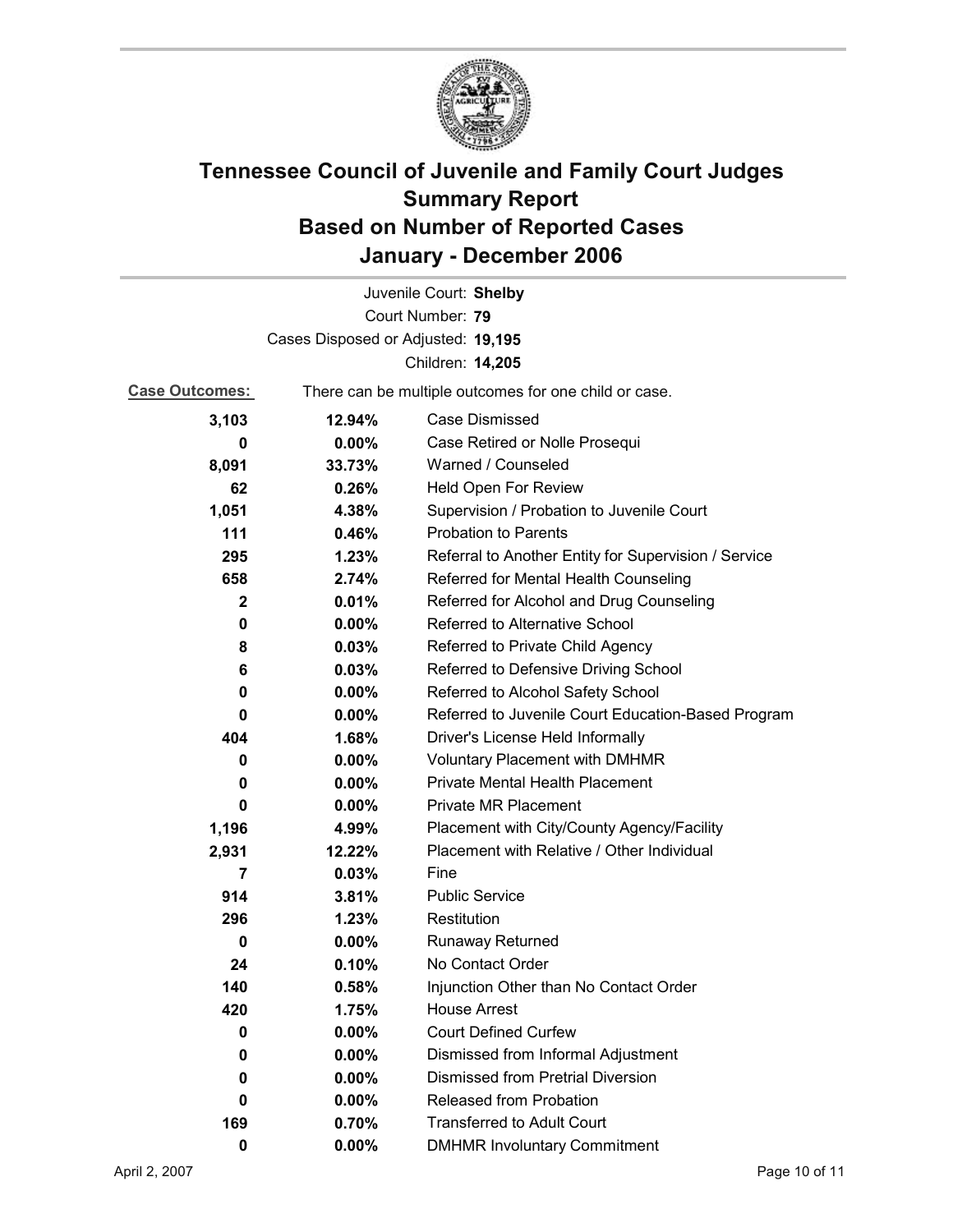# Tennessee Council of Juvenile and Family Court Judges
# Summary Report
# Based on Number of Reported Cases
# January - December 2006

Juvenile Court: **Shelby**
Court Number: **79**
Cases Disposed or Adjusted: **19,195**
Children: **14,205**

**Case Outcomes:** There can be multiple outcomes for one child or case.

| Count | Percent | Outcome |
|---|---|---|
| **3,103** | **12.94%** | Case Dismissed |
| **0** | **0.00%** | Case Retired or Nolle Prosequi |
| **8,091** | **33.73%** | Warned / Counseled |
| **62** | **0.26%** | Held Open For Review |
| **1,051** | **4.38%** | Supervision / Probation to Juvenile Court |
| **111** | **0.46%** | Probation to Parents |
| **295** | **1.23%** | Referral to Another Entity for Supervision / Service |
| **658** | **2.74%** | Referred for Mental Health Counseling |
| **2** | **0.01%** | Referred for Alcohol and Drug Counseling |
| **0** | **0.00%** | Referred to Alternative School |
| **8** | **0.03%** | Referred to Private Child Agency |
| **6** | **0.03%** | Referred to Defensive Driving School |
| **0** | **0.00%** | Referred to Alcohol Safety School |
| **0** | **0.00%** | Referred to Juvenile Court Education-Based Program |
| **404** | **1.68%** | Driver's License Held Informally |
| **0** | **0.00%** | Voluntary Placement with DMHMR |
| **0** | **0.00%** | Private Mental Health Placement |
| **0** | **0.00%** | Private MR Placement |
| **1,196** | **4.99%** | Placement with City/County Agency/Facility |
| **2,931** | **12.22%** | Placement with Relative / Other Individual |
| **7** | **0.03%** | Fine |
| **914** | **3.81%** | Public Service |
| **296** | **1.23%** | Restitution |
| **0** | **0.00%** | Runaway Returned |
| **24** | **0.10%** | No Contact Order |
| **140** | **0.58%** | Injunction Other than No Contact Order |
| **420** | **1.75%** | House Arrest |
| **0** | **0.00%** | Court Defined Curfew |
| **0** | **0.00%** | Dismissed from Informal Adjustment |
| **0** | **0.00%** | Dismissed from Pretrial Diversion |
| **0** | **0.00%** | Released from Probation |
| **169** | **0.70%** | Transferred to Adult Court |
| **0** | **0.00%** | DMHMR Involuntary Commitment |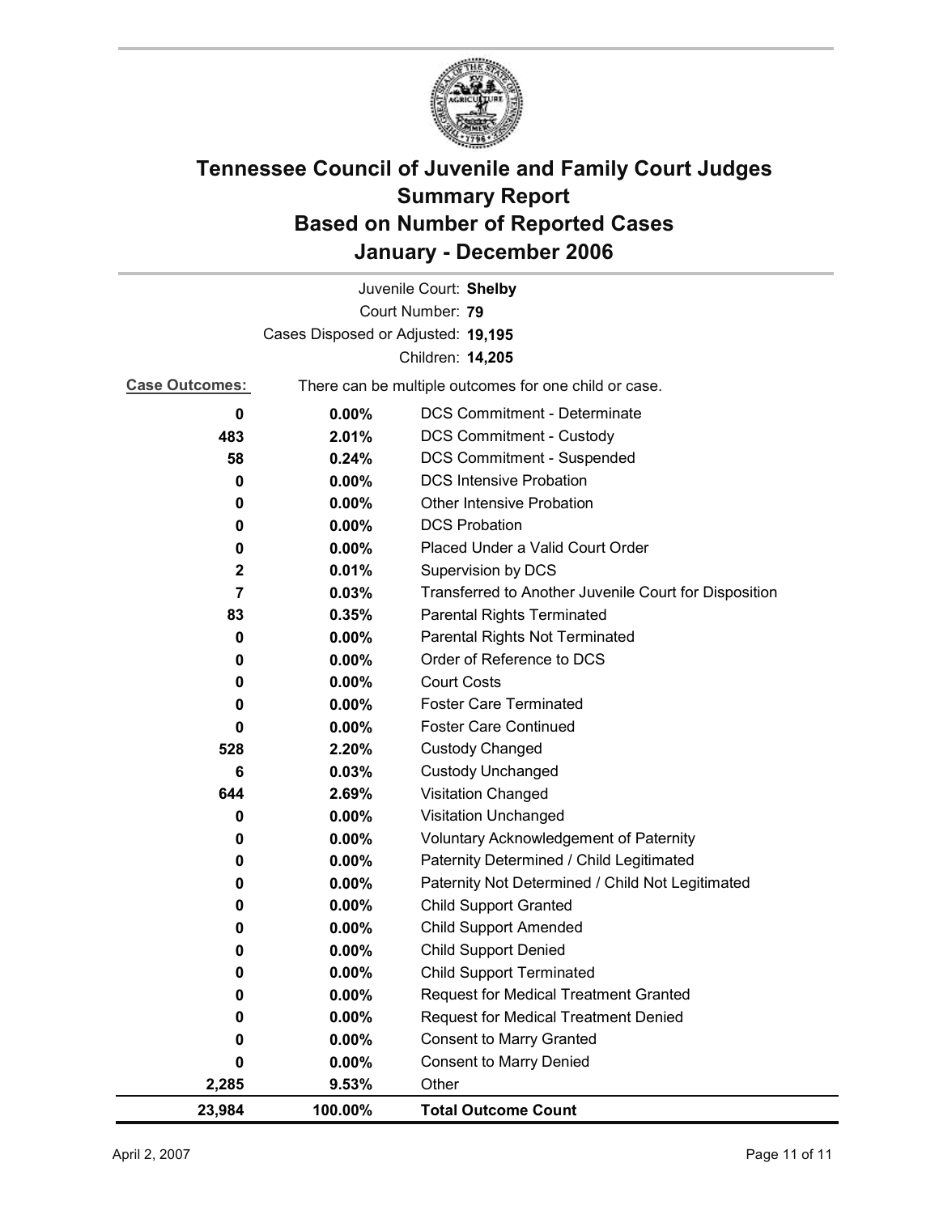# Tennessee Council of Juvenile and Family Court Judges
## Summary Report
## Based on Number of Reported Cases
## January - December 2006

Juvenile Court: **Shelby**
Court Number: **79**
Cases Disposed or Adjusted: **19,195**
Children: **14,205**

**Case Outcomes:** There can be multiple outcomes for one child or case.

| | | |
|---|---|---|
| **0** | **0.00%** | DCS Commitment - Determinate |
| **483** | **2.01%** | DCS Commitment - Custody |
| **58** | **0.24%** | DCS Commitment - Suspended |
| **0** | **0.00%** | DCS Intensive Probation |
| **0** | **0.00%** | Other Intensive Probation |
| **0** | **0.00%** | DCS Probation |
| **0** | **0.00%** | Placed Under a Valid Court Order |
| **2** | **0.01%** | Supervision by DCS |
| **7** | **0.03%** | Transferred to Another Juvenile Court for Disposition |
| **83** | **0.35%** | Parental Rights Terminated |
| **0** | **0.00%** | Parental Rights Not Terminated |
| **0** | **0.00%** | Order of Reference to DCS |
| **0** | **0.00%** | Court Costs |
| **0** | **0.00%** | Foster Care Terminated |
| **0** | **0.00%** | Foster Care Continued |
| **528** | **2.20%** | Custody Changed |
| **6** | **0.03%** | Custody Unchanged |
| **644** | **2.69%** | Visitation Changed |
| **0** | **0.00%** | Visitation Unchanged |
| **0** | **0.00%** | Voluntary Acknowledgement of Paternity |
| **0** | **0.00%** | Paternity Determined / Child Legitimated |
| **0** | **0.00%** | Paternity Not Determined / Child Not Legitimated |
| **0** | **0.00%** | Child Support Granted |
| **0** | **0.00%** | Child Support Amended |
| **0** | **0.00%** | Child Support Denied |
| **0** | **0.00%** | Child Support Terminated |
| **0** | **0.00%** | Request for Medical Treatment Granted |
| **0** | **0.00%** | Request for Medical Treatment Denied |
| **0** | **0.00%** | Consent to Marry Granted |
| **0** | **0.00%** | Consent to Marry Denied |
| **2,285** | **9.53%** | Other |
| **23,984** | **100.00%** | **Total Outcome Count** |

April 2, 2007